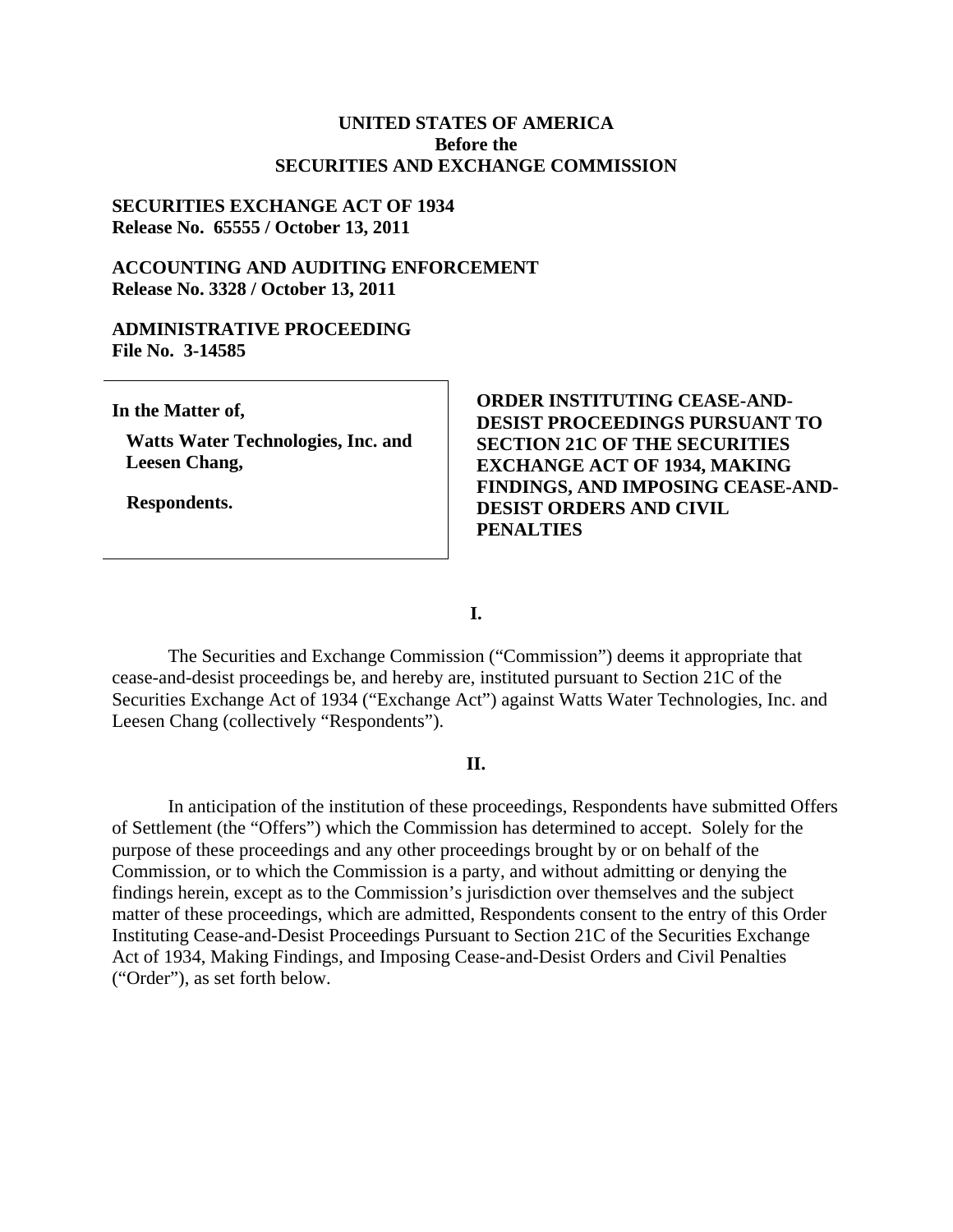**UNITED STATES OF AMERICA**
**Before the**
**SECURITIES AND EXCHANGE COMMISSION**

**SECURITIES EXCHANGE ACT OF 1934**
**Release No. 65555 / October 13, 2011**

**ACCOUNTING AND AUDITING ENFORCEMENT**
**Release No. 3328 / October 13, 2011**

**ADMINISTRATIVE PROCEEDING**
**File No. 3-14585**

**In the Matter of,**

**Watts Water Technologies, Inc. and Leesen Chang,**

**Respondents.**

**ORDER INSTITUTING CEASE-AND-DESIST PROCEEDINGS PURSUANT TO SECTION 21C OF THE SECURITIES EXCHANGE ACT OF 1934, MAKING FINDINGS, AND IMPOSING CEASE-AND-DESIST ORDERS AND CIVIL PENALTIES**

## I.

The Securities and Exchange Commission ("Commission") deems it appropriate that cease-and-desist proceedings be, and hereby are, instituted pursuant to Section 21C of the Securities Exchange Act of 1934 ("Exchange Act") against Watts Water Technologies, Inc. and Leesen Chang (collectively "Respondents").

## II.

In anticipation of the institution of these proceedings, Respondents have submitted Offers of Settlement (the "Offers") which the Commission has determined to accept. Solely for the purpose of these proceedings and any other proceedings brought by or on behalf of the Commission, or to which the Commission is a party, and without admitting or denying the findings herein, except as to the Commission's jurisdiction over themselves and the subject matter of these proceedings, which are admitted, Respondents consent to the entry of this Order Instituting Cease-and-Desist Proceedings Pursuant to Section 21C of the Securities Exchange Act of 1934, Making Findings, and Imposing Cease-and-Desist Orders and Civil Penalties ("Order"), as set forth below.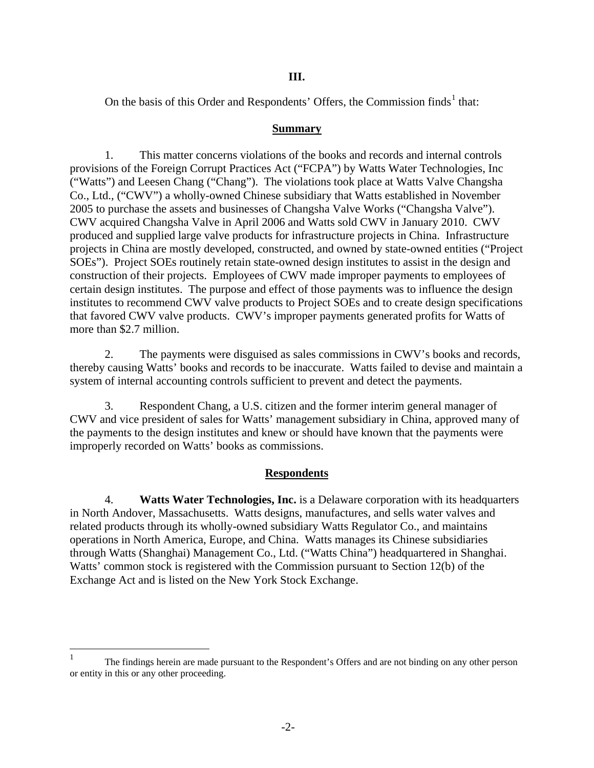**III.**

On the basis of this Order and Respondents' Offers, the Commission finds[1] that:

**Summary**

1. This matter concerns violations of the books and records and internal controls provisions of the Foreign Corrupt Practices Act ("FCPA") by Watts Water Technologies, Inc ("Watts") and Leesen Chang ("Chang"). The violations took place at Watts Valve Changsha Co., Ltd., ("CWV") a wholly-owned Chinese subsidiary that Watts established in November 2005 to purchase the assets and businesses of Changsha Valve Works ("Changsha Valve"). CWV acquired Changsha Valve in April 2006 and Watts sold CWV in January 2010. CWV produced and supplied large valve products for infrastructure projects in China. Infrastructure projects in China are mostly developed, constructed, and owned by state-owned entities ("Project SOEs"). Project SOEs routinely retain state-owned design institutes to assist in the design and construction of their projects. Employees of CWV made improper payments to employees of certain design institutes. The purpose and effect of those payments was to influence the design institutes to recommend CWV valve products to Project SOEs and to create design specifications that favored CWV valve products. CWV's improper payments generated profits for Watts of more than $2.7 million.

2. The payments were disguised as sales commissions in CWV's books and records, thereby causing Watts' books and records to be inaccurate. Watts failed to devise and maintain a system of internal accounting controls sufficient to prevent and detect the payments.

3. Respondent Chang, a U.S. citizen and the former interim general manager of CWV and vice president of sales for Watts' management subsidiary in China, approved many of the payments to the design institutes and knew or should have known that the payments were improperly recorded on Watts' books as commissions.

**Respondents**

4. **Watts Water Technologies, Inc.** is a Delaware corporation with its headquarters in North Andover, Massachusetts. Watts designs, manufactures, and sells water valves and related products through its wholly-owned subsidiary Watts Regulator Co., and maintains operations in North America, Europe, and China. Watts manages its Chinese subsidiaries through Watts (Shanghai) Management Co., Ltd. ("Watts China") headquartered in Shanghai. Watts' common stock is registered with the Commission pursuant to Section 12(b) of the Exchange Act and is listed on the New York Stock Exchange.

---

[1] The findings herein are made pursuant to the Respondent's Offers and are not binding on any other person or entity in this or any other proceeding.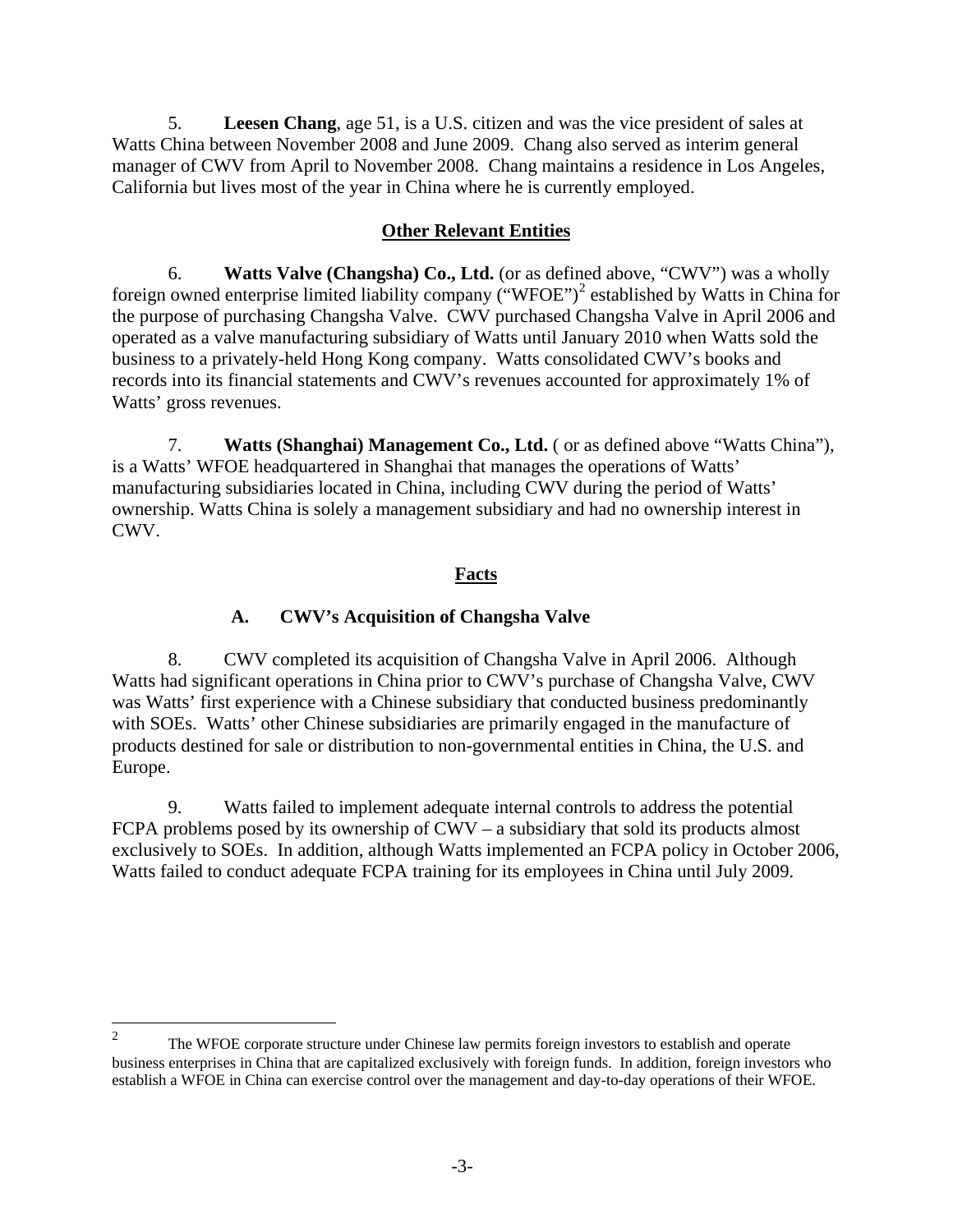5. **Leesen Chang**, age 51, is a U.S. citizen and was the vice president of sales at Watts China between November 2008 and June 2009. Chang also served as interim general manager of CWV from April to November 2008. Chang maintains a residence in Los Angeles, California but lives most of the year in China where he is currently employed.

## Other Relevant Entities

6. **Watts Valve (Changsha) Co., Ltd.** (or as defined above, "CWV") was a wholly foreign owned enterprise limited liability company ("WFOE")[2] established by Watts in China for the purpose of purchasing Changsha Valve. CWV purchased Changsha Valve in April 2006 and operated as a valve manufacturing subsidiary of Watts until January 2010 when Watts sold the business to a privately-held Hong Kong company. Watts consolidated CWV's books and records into its financial statements and CWV's revenues accounted for approximately 1% of Watts' gross revenues.

7. **Watts (Shanghai) Management Co., Ltd.** ( or as defined above "Watts China"), is a Watts' WFOE headquartered in Shanghai that manages the operations of Watts' manufacturing subsidiaries located in China, including CWV during the period of Watts' ownership. Watts China is solely a management subsidiary and had no ownership interest in CWV.

## Facts

### A. CWV's Acquisition of Changsha Valve

8. CWV completed its acquisition of Changsha Valve in April 2006. Although Watts had significant operations in China prior to CWV's purchase of Changsha Valve, CWV was Watts' first experience with a Chinese subsidiary that conducted business predominantly with SOEs. Watts' other Chinese subsidiaries are primarily engaged in the manufacture of products destined for sale or distribution to non-governmental entities in China, the U.S. and Europe.

9. Watts failed to implement adequate internal controls to address the potential FCPA problems posed by its ownership of CWV – a subsidiary that sold its products almost exclusively to SOEs. In addition, although Watts implemented an FCPA policy in October 2006, Watts failed to conduct adequate FCPA training for its employees in China until July 2009.

---

[2] The WFOE corporate structure under Chinese law permits foreign investors to establish and operate business enterprises in China that are capitalized exclusively with foreign funds. In addition, foreign investors who establish a WFOE in China can exercise control over the management and day-to-day operations of their WFOE.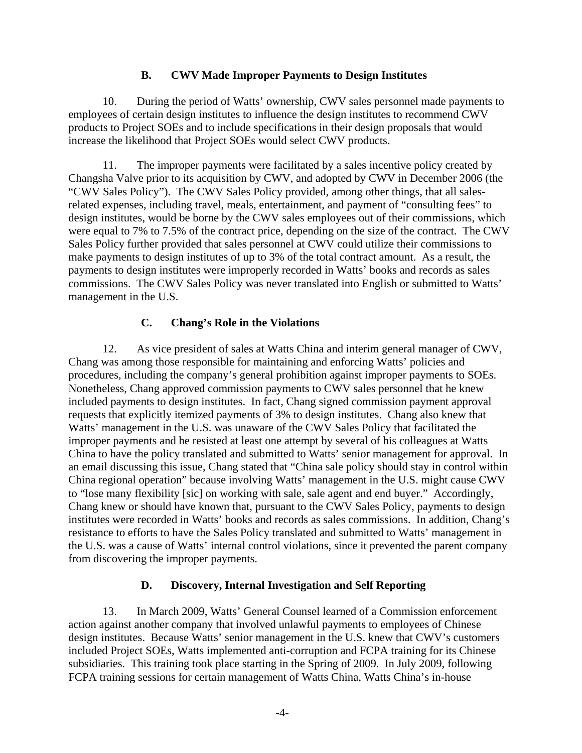### B. CWV Made Improper Payments to Design Institutes

10. During the period of Watts' ownership, CWV sales personnel made payments to employees of certain design institutes to influence the design institutes to recommend CWV products to Project SOEs and to include specifications in their design proposals that would increase the likelihood that Project SOEs would select CWV products.

11. The improper payments were facilitated by a sales incentive policy created by Changsha Valve prior to its acquisition by CWV, and adopted by CWV in December 2006 (the "CWV Sales Policy"). The CWV Sales Policy provided, among other things, that all sales-related expenses, including travel, meals, entertainment, and payment of "consulting fees" to design institutes, would be borne by the CWV sales employees out of their commissions, which were equal to 7% to 7.5% of the contract price, depending on the size of the contract. The CWV Sales Policy further provided that sales personnel at CWV could utilize their commissions to make payments to design institutes of up to 3% of the total contract amount. As a result, the payments to design institutes were improperly recorded in Watts' books and records as sales commissions. The CWV Sales Policy was never translated into English or submitted to Watts' management in the U.S.

### C. Chang's Role in the Violations

12. As vice president of sales at Watts China and interim general manager of CWV, Chang was among those responsible for maintaining and enforcing Watts' policies and procedures, including the company's general prohibition against improper payments to SOEs. Nonetheless, Chang approved commission payments to CWV sales personnel that he knew included payments to design institutes. In fact, Chang signed commission payment approval requests that explicitly itemized payments of 3% to design institutes. Chang also knew that Watts' management in the U.S. was unaware of the CWV Sales Policy that facilitated the improper payments and he resisted at least one attempt by several of his colleagues at Watts China to have the policy translated and submitted to Watts' senior management for approval. In an email discussing this issue, Chang stated that "China sale policy should stay in control within China regional operation" because involving Watts' management in the U.S. might cause CWV to "lose many flexibility [sic] on working with sale, sale agent and end buyer." Accordingly, Chang knew or should have known that, pursuant to the CWV Sales Policy, payments to design institutes were recorded in Watts' books and records as sales commissions. In addition, Chang's resistance to efforts to have the Sales Policy translated and submitted to Watts' management in the U.S. was a cause of Watts' internal control violations, since it prevented the parent company from discovering the improper payments.

### D. Discovery, Internal Investigation and Self Reporting

13. In March 2009, Watts' General Counsel learned of a Commission enforcement action against another company that involved unlawful payments to employees of Chinese design institutes. Because Watts' senior management in the U.S. knew that CWV's customers included Project SOEs, Watts implemented anti-corruption and FCPA training for its Chinese subsidiaries. This training took place starting in the Spring of 2009. In July 2009, following FCPA training sessions for certain management of Watts China, Watts China's in-house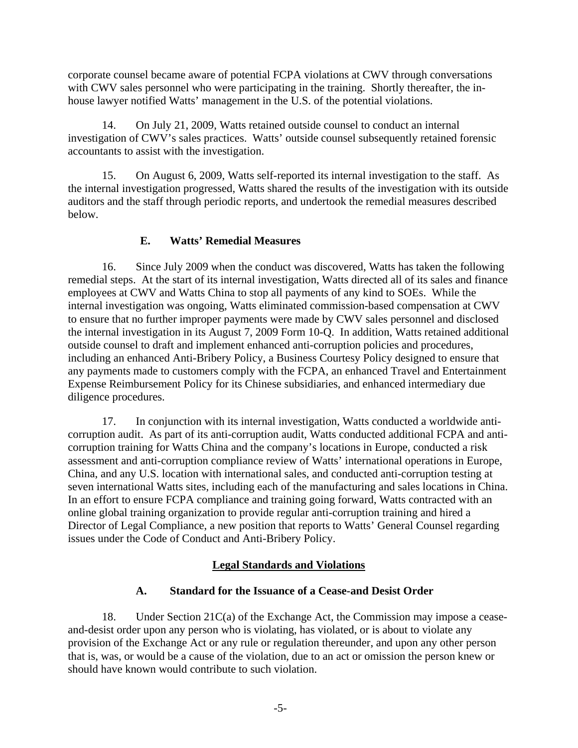corporate counsel became aware of potential FCPA violations at CWV through conversations with CWV sales personnel who were participating in the training. Shortly thereafter, the in-house lawyer notified Watts' management in the U.S. of the potential violations.

14. On July 21, 2009, Watts retained outside counsel to conduct an internal investigation of CWV's sales practices. Watts' outside counsel subsequently retained forensic accountants to assist with the investigation.

15. On August 6, 2009, Watts self-reported its internal investigation to the staff. As the internal investigation progressed, Watts shared the results of the investigation with its outside auditors and the staff through periodic reports, and undertook the remedial measures described below.

### E. Watts' Remedial Measures

16. Since July 2009 when the conduct was discovered, Watts has taken the following remedial steps. At the start of its internal investigation, Watts directed all of its sales and finance employees at CWV and Watts China to stop all payments of any kind to SOEs. While the internal investigation was ongoing, Watts eliminated commission-based compensation at CWV to ensure that no further improper payments were made by CWV sales personnel and disclosed the internal investigation in its August 7, 2009 Form 10-Q. In addition, Watts retained additional outside counsel to draft and implement enhanced anti-corruption policies and procedures, including an enhanced Anti-Bribery Policy, a Business Courtesy Policy designed to ensure that any payments made to customers comply with the FCPA, an enhanced Travel and Entertainment Expense Reimbursement Policy for its Chinese subsidiaries, and enhanced intermediary due diligence procedures.

17. In conjunction with its internal investigation, Watts conducted a worldwide anti-corruption audit. As part of its anti-corruption audit, Watts conducted additional FCPA and anti-corruption training for Watts China and the company's locations in Europe, conducted a risk assessment and anti-corruption compliance review of Watts' international operations in Europe, China, and any U.S. location with international sales, and conducted anti-corruption testing at seven international Watts sites, including each of the manufacturing and sales locations in China. In an effort to ensure FCPA compliance and training going forward, Watts contracted with an online global training organization to provide regular anti-corruption training and hired a Director of Legal Compliance, a new position that reports to Watts' General Counsel regarding issues under the Code of Conduct and Anti-Bribery Policy.

## Legal Standards and Violations

### A. Standard for the Issuance of a Cease-and Desist Order

18. Under Section 21C(a) of the Exchange Act, the Commission may impose a cease-and-desist order upon any person who is violating, has violated, or is about to violate any provision of the Exchange Act or any rule or regulation thereunder, and upon any other person that is, was, or would be a cause of the violation, due to an act or omission the person knew or should have known would contribute to such violation.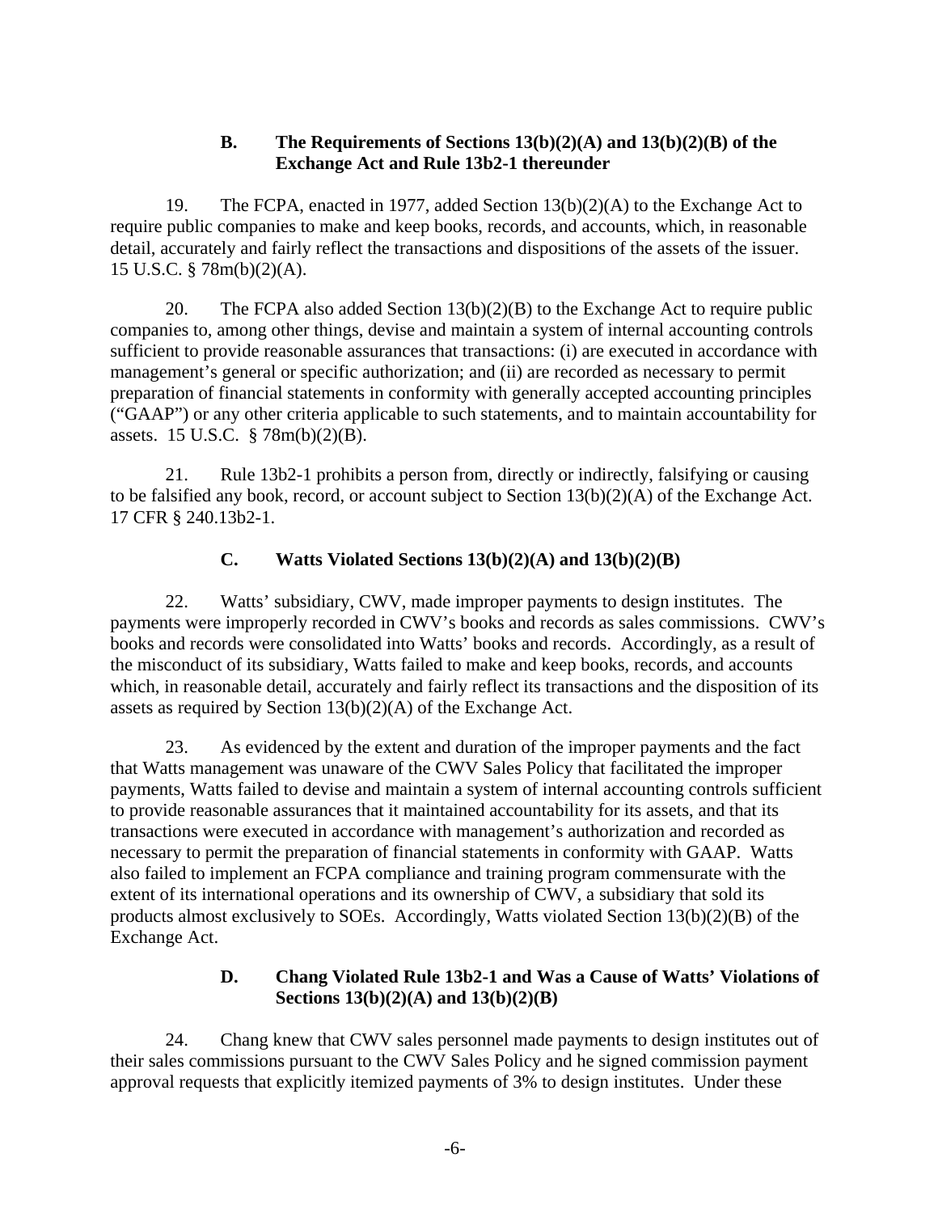### B. The Requirements of Sections 13(b)(2)(A) and 13(b)(2)(B) of the Exchange Act and Rule 13b2-1 thereunder

19. The FCPA, enacted in 1977, added Section 13(b)(2)(A) to the Exchange Act to require public companies to make and keep books, records, and accounts, which, in reasonable detail, accurately and fairly reflect the transactions and dispositions of the assets of the issuer. 15 U.S.C. § 78m(b)(2)(A).

20. The FCPA also added Section 13(b)(2)(B) to the Exchange Act to require public companies to, among other things, devise and maintain a system of internal accounting controls sufficient to provide reasonable assurances that transactions: (i) are executed in accordance with management's general or specific authorization; and (ii) are recorded as necessary to permit preparation of financial statements in conformity with generally accepted accounting principles ("GAAP") or any other criteria applicable to such statements, and to maintain accountability for assets. 15 U.S.C. § 78m(b)(2)(B).

21. Rule 13b2-1 prohibits a person from, directly or indirectly, falsifying or causing to be falsified any book, record, or account subject to Section 13(b)(2)(A) of the Exchange Act. 17 CFR § 240.13b2-1.

### C. Watts Violated Sections 13(b)(2)(A) and 13(b)(2)(B)

22. Watts' subsidiary, CWV, made improper payments to design institutes. The payments were improperly recorded in CWV's books and records as sales commissions. CWV's books and records were consolidated into Watts' books and records. Accordingly, as a result of the misconduct of its subsidiary, Watts failed to make and keep books, records, and accounts which, in reasonable detail, accurately and fairly reflect its transactions and the disposition of its assets as required by Section 13(b)(2)(A) of the Exchange Act.

23. As evidenced by the extent and duration of the improper payments and the fact that Watts management was unaware of the CWV Sales Policy that facilitated the improper payments, Watts failed to devise and maintain a system of internal accounting controls sufficient to provide reasonable assurances that it maintained accountability for its assets, and that its transactions were executed in accordance with management's authorization and recorded as necessary to permit the preparation of financial statements in conformity with GAAP. Watts also failed to implement an FCPA compliance and training program commensurate with the extent of its international operations and its ownership of CWV, a subsidiary that sold its products almost exclusively to SOEs. Accordingly, Watts violated Section 13(b)(2)(B) of the Exchange Act.

### D. Chang Violated Rule 13b2-1 and Was a Cause of Watts' Violations of Sections 13(b)(2)(A) and 13(b)(2)(B)

24. Chang knew that CWV sales personnel made payments to design institutes out of their sales commissions pursuant to the CWV Sales Policy and he signed commission payment approval requests that explicitly itemized payments of 3% to design institutes. Under these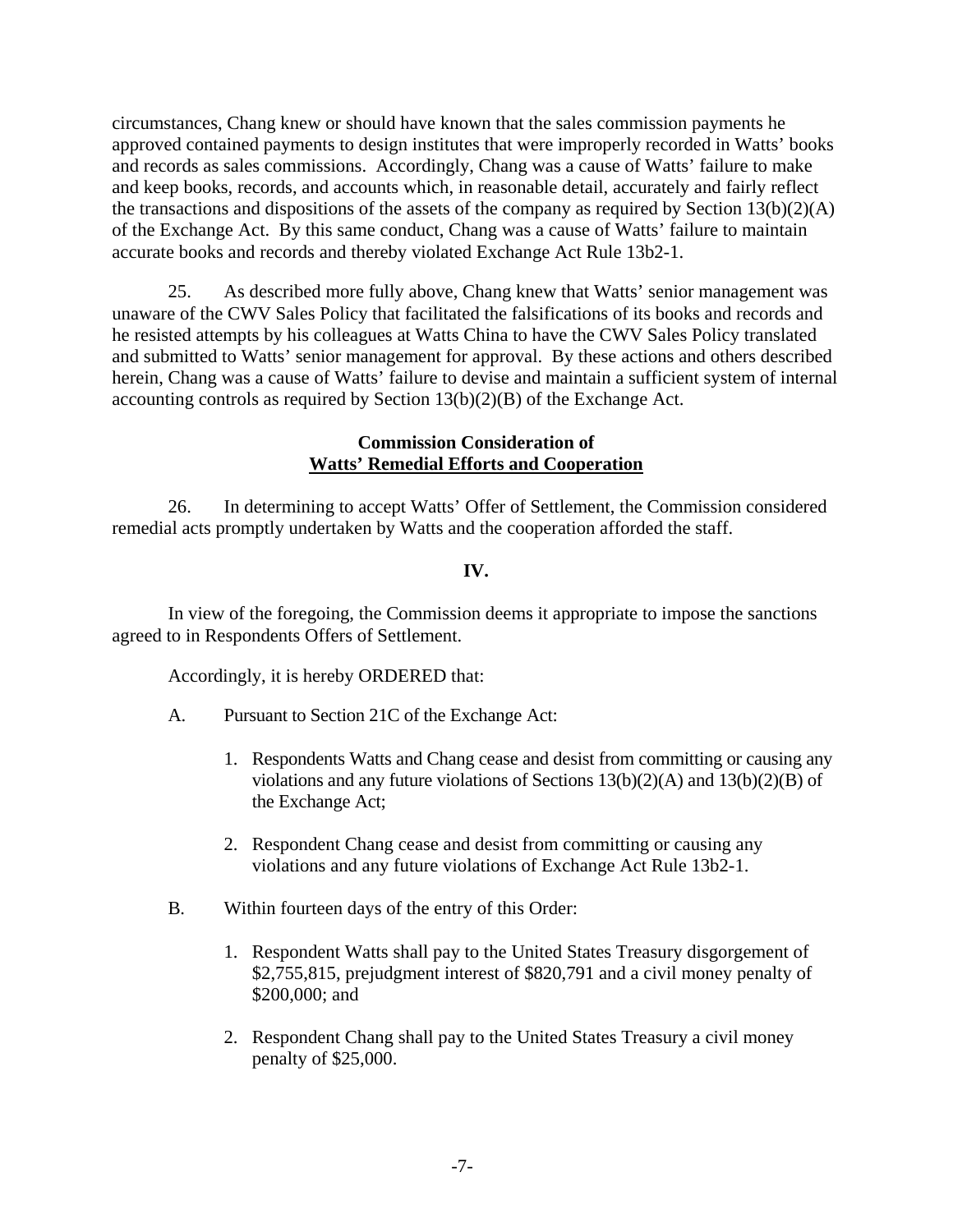circumstances, Chang knew or should have known that the sales commission payments he approved contained payments to design institutes that were improperly recorded in Watts' books and records as sales commissions. Accordingly, Chang was a cause of Watts' failure to make and keep books, records, and accounts which, in reasonable detail, accurately and fairly reflect the transactions and dispositions of the assets of the company as required by Section 13(b)(2)(A) of the Exchange Act. By this same conduct, Chang was a cause of Watts' failure to maintain accurate books and records and thereby violated Exchange Act Rule 13b2-1.

25. As described more fully above, Chang knew that Watts' senior management was unaware of the CWV Sales Policy that facilitated the falsifications of its books and records and he resisted attempts by his colleagues at Watts China to have the CWV Sales Policy translated and submitted to Watts' senior management for approval. By these actions and others described herein, Chang was a cause of Watts' failure to devise and maintain a sufficient system of internal accounting controls as required by Section 13(b)(2)(B) of the Exchange Act.

**Commission Consideration of**
**Watts' Remedial Efforts and Cooperation**

26. In determining to accept Watts' Offer of Settlement, the Commission considered remedial acts promptly undertaken by Watts and the cooperation afforded the staff.

**IV.**

In view of the foregoing, the Commission deems it appropriate to impose the sanctions agreed to in Respondents Offers of Settlement.

Accordingly, it is hereby ORDERED that:

A. Pursuant to Section 21C of the Exchange Act:

1. Respondents Watts and Chang cease and desist from committing or causing any violations and any future violations of Sections 13(b)(2)(A) and 13(b)(2)(B) of the Exchange Act;

2. Respondent Chang cease and desist from committing or causing any violations and any future violations of Exchange Act Rule 13b2-1.

B. Within fourteen days of the entry of this Order:

1. Respondent Watts shall pay to the United States Treasury disgorgement of \$2,755,815, prejudgment interest of \$820,791 and a civil money penalty of \$200,000; and

2. Respondent Chang shall pay to the United States Treasury a civil money penalty of \$25,000.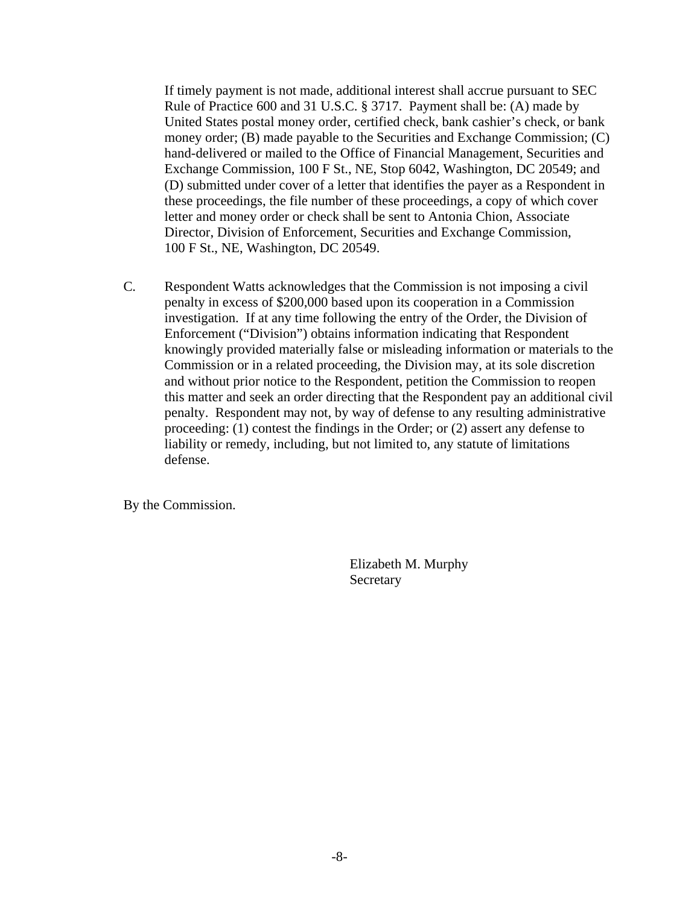If timely payment is not made, additional interest shall accrue pursuant to SEC Rule of Practice 600 and 31 U.S.C. § 3717. Payment shall be: (A) made by United States postal money order, certified check, bank cashier's check, or bank money order; (B) made payable to the Securities and Exchange Commission; (C) hand-delivered or mailed to the Office of Financial Management, Securities and Exchange Commission, 100 F St., NE, Stop 6042, Washington, DC 20549; and (D) submitted under cover of a letter that identifies the payer as a Respondent in these proceedings, the file number of these proceedings, a copy of which cover letter and money order or check shall be sent to Antonia Chion, Associate Director, Division of Enforcement, Securities and Exchange Commission, 100 F St., NE, Washington, DC 20549.

C. Respondent Watts acknowledges that the Commission is not imposing a civil penalty in excess of $200,000 based upon its cooperation in a Commission investigation. If at any time following the entry of the Order, the Division of Enforcement ("Division") obtains information indicating that Respondent knowingly provided materially false or misleading information or materials to the Commission or in a related proceeding, the Division may, at its sole discretion and without prior notice to the Respondent, petition the Commission to reopen this matter and seek an order directing that the Respondent pay an additional civil penalty. Respondent may not, by way of defense to any resulting administrative proceeding: (1) contest the findings in the Order; or (2) assert any defense to liability or remedy, including, but not limited to, any statute of limitations defense.

By the Commission.

Elizabeth M. Murphy
Secretary